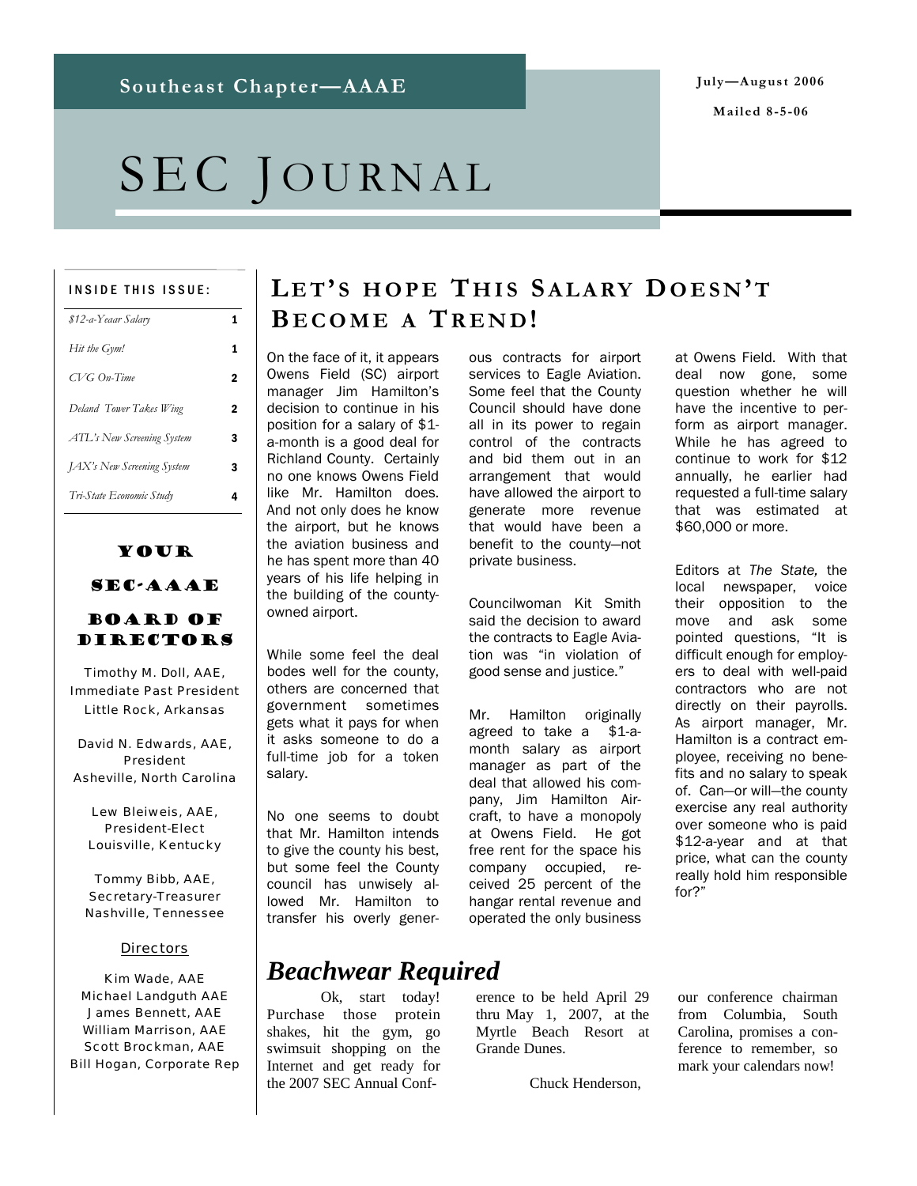Southeast Chapter—AAAE

July—August 2006

Mailed 8-5-06

# SEC JOURNAL

**INSIDE THIS ISSUE:**

| | |
|---|---|
| *$12-a-Yeaar Salary* | 1 |
| *Hit the Gym!* | 1 |
| *CVG On-Time* | 2 |
| *Deland Tower Takes Wing* | 2 |
| *ATL's New Screening System* | 3 |
| *JAX's New Screening System* | 3 |
| *Tri-State Economic Study* | 4 |

## YOUR SEC-AAAE BOARD OF DIRECTORS

Timothy M. Doll, AAE,
Immediate Past President
Little Rock, Arkansas

David N. Edwards, AAE,
President
Asheville, North Carolina

Lew Bleiweis, AAE,
President-Elect
Louisville, Kentucky

Tommy Bibb, AAE,
Secretary-Treasurer
Nashville, Tennessee

Directors

Kim Wade, AAE
Michael Landguth AAE
James Bennett, AAE
William Marrison, AAE
Scott Brockman, AAE
Bill Hogan, Corporate Rep

## LET'S HOPE THIS SALARY DOESN'T BECOME A TREND!

On the face of it, it appears Owens Field (SC) airport manager Jim Hamilton's decision to continue in his position for a salary of $1-a-month is a good deal for Richland County. Certainly no one knows Owens Field like Mr. Hamilton does. And not only does he know the airport, but he knows the aviation business and he has spent more than 40 years of his life helping in the building of the county-owned airport.

While some feel the deal bodes well for the county, others are concerned that government sometimes gets what it pays for when it asks someone to do a full-time job for a token salary.

No one seems to doubt that Mr. Hamilton intends to give the county his best, but some feel the County council has unwisely allowed Mr. Hamilton to transfer his overly generous contracts for airport services to Eagle Aviation. Some feel that the County Council should have done all in its power to regain control of the contracts and bid them out in an arrangement that would have allowed the airport to generate more revenue that would have been a benefit to the county—not private business.

Councilwoman Kit Smith said the decision to award the contracts to Eagle Aviation was "in violation of good sense and justice."

Mr. Hamilton originally agreed to take a $1-a-month salary as airport manager as part of the deal that allowed his company, Jim Hamilton Aircraft, to have a monopoly at Owens Field. He got free rent for the space his company occupied, received 25 percent of the hangar rental revenue and operated the only business at Owens Field. With that deal now gone, some question whether he will have the incentive to perform as airport manager. While he has agreed to continue to work for $12 annually, he earlier had requested a full-time salary that was estimated at $60,000 or more.

Editors at *The State,* the local newspaper, voice their opposition to the move and ask some pointed questions, "It is difficult enough for employers to deal with well-paid contractors who are not directly on their payrolls. As airport manager, Mr. Hamilton is a contract employee, receiving no benefits and no salary to speak of. Can—or will—the county exercise any real authority over someone who is paid $12-a-year and at that price, what can the county really hold him responsible for?"

## *Beachwear Required*

Ok, start today! Purchase those protein shakes, hit the gym, go swimsuit shopping on the Internet and get ready for the 2007 SEC Annual Conference to be held April 29 thru May 1, 2007, at the Myrtle Beach Resort at Grande Dunes.

Chuck Henderson, our conference chairman from Columbia, South Carolina, promises a conference to remember, so mark your calendars now!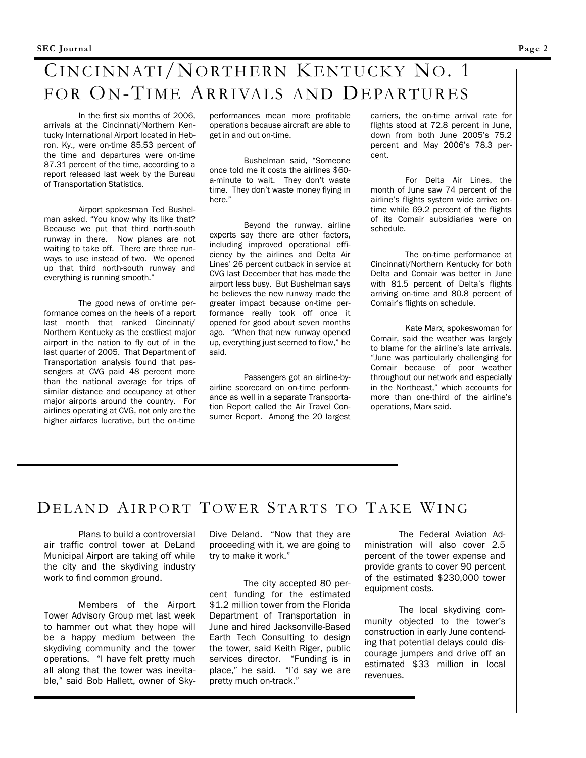# Cincinnati/Northern Kentucky No. 1 for On-Time Arrivals and Departures

In the first six months of 2006, arrivals at the Cincinnati/Northern Kentucky International Airport located in Hebron, Ky., were on-time 85.53 percent of the time and departures were on-time 87.31 percent of the time, according to a report released last week by the Bureau of Transportation Statistics.

Airport spokesman Ted Bushelman asked, "You know why its like that? Because we put that third north-south runway in there. Now planes are not waiting to take off. There are three runways to use instead of two. We opened up that third north-south runway and everything is running smooth."

The good news of on-time performance comes on the heels of a report last month that ranked Cincinnati/Northern Kentucky as the costliest major airport in the nation to fly out of in the last quarter of 2005. That Department of Transportation analysis found that passengers at CVG paid 48 percent more than the national average for trips of similar distance and occupancy at other major airports around the country. For airlines operating at CVG, not only are the higher airfares lucrative, but the on-time performances mean more profitable operations because aircraft are able to get in and out on-time.

Bushelman said, "Someone once told me it costs the airlines $60-a-minute to wait. They don't waste time. They don't waste money flying in here."

Beyond the runway, airline experts say there are other factors, including improved operational efficiency by the airlines and Delta Air Lines' 26 percent cutback in service at CVG last December that has made the airport less busy. But Bushelman says he believes the new runway made the greater impact because on-time performance really took off once it opened for good about seven months ago. "When that new runway opened up, everything just seemed to flow," he said.

Passengers got an airline-by-airline scorecard on on-time performance as well in a separate Transportation Report called the Air Travel Consumer Report. Among the 20 largest carriers, the on-time arrival rate for flights stood at 72.8 percent in June, down from both June 2005's 75.2 percent and May 2006's 78.3 percent.

For Delta Air Lines, the month of June saw 74 percent of the airline's flights system wide arrive on-time while 69.2 percent of the flights of its Comair subsidiaries were on schedule.

The on-time performance at Cincinnati/Northern Kentucky for both Delta and Comair was better in June with 81.5 percent of Delta's flights arriving on-time and 80.8 percent of Comair's flights on schedule.

Kate Marx, spokeswoman for Comair, said the weather was largely to blame for the airline's late arrivals. "June was particularly challenging for Comair because of poor weather throughout our network and especially in the Northeast," which accounts for more than one-third of the airline's operations, Marx said.

# DeLand Airport Tower Starts to Take Wing

Plans to build a controversial air traffic control tower at DeLand Municipal Airport are taking off while the city and the skydiving industry work to find common ground.

Members of the Airport Tower Advisory Group met last week to hammer out what they hope will be a happy medium between the skydiving community and the tower operations. "I have felt pretty much all along that the tower was inevitable," said Bob Hallett, owner of Sky-Dive Deland. "Now that they are proceeding with it, we are going to try to make it work."

The city accepted 80 percent funding for the estimated $1.2 million tower from the Florida Department of Transportation in June and hired Jacksonville-Based Earth Tech Consulting to design the tower, said Keith Riger, public services director. "Funding is in place," he said. "I'd say we are pretty much on-track."

The Federal Aviation Administration will also cover 2.5 percent of the tower expense and provide grants to cover 90 percent of the estimated $230,000 tower equipment costs.

The local skydiving community objected to the tower's construction in early June contending that potential delays could discourage jumpers and drive off an estimated $33 million in local revenues.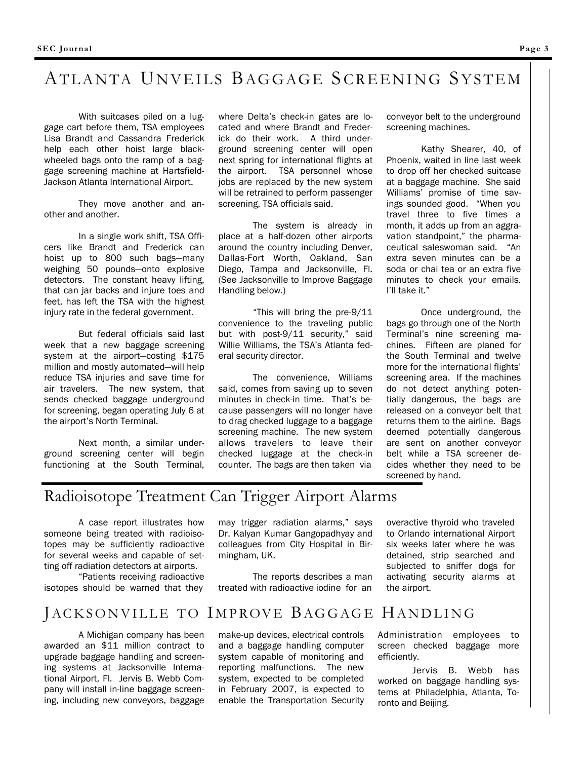# Atlanta Unveils Baggage Screening System

With suitcases piled on a luggage cart before them, TSA employees Lisa Brandt and Cassandra Frederick help each other hoist large black-wheeled bags onto the ramp of a baggage screening machine at Hartsfield-Jackson Atlanta International Airport.

They move another and another.

In a single work shift, TSA Officers like Brandt and Frederick can hoist up to 800 such bags—many weighing 50 pounds—onto explosive detectors. The constant heavy lifting, that can jar backs and injure toes and feet, has left the TSA with the highest injury rate in the federal government.

But federal officials said last week that a new baggage screening system at the airport—costing $175 million and mostly automated—will help reduce TSA injuries and save time for air travelers. The new system, that sends checked baggage underground for screening, began operating July 6 at the airport's North Terminal.

Next month, a similar underground screening center will begin functioning at the South Terminal, where Delta's check-in gates are located and where Brandt and Frederick do their work. A third underground screening center will open next spring for international flights at the airport. TSA personnel whose jobs are replaced by the new system will be retrained to perform passenger screening, TSA officials said.

The system is already in place at a half-dozen other airports around the country including Denver, Dallas-Fort Worth, Oakland, San Diego, Tampa and Jacksonville, Fl. (See Jacksonville to Improve Baggage Handling below.)

"This will bring the pre-9/11 convenience to the traveling public but with post-9/11 security," said Willie Williams, the TSA's Atlanta federal security director.

The convenience, Williams said, comes from saving up to seven minutes in check-in time. That's because passengers will no longer have to drag checked luggage to a baggage screening machine. The new system allows travelers to leave their checked luggage at the check-in counter. The bags are then taken via conveyor belt to the underground screening machines.

Kathy Shearer, 40, of Phoenix, waited in line last week to drop off her checked suitcase at a baggage machine. She said Williams' promise of time savings sounded good. "When you travel three to five times a month, it adds up from an aggravation standpoint," the pharmaceutical saleswoman said. "An extra seven minutes can be a soda or chai tea or an extra five minutes to check your emails. I'll take it."

Once underground, the bags go through one of the North Terminal's nine screening machines. Fifteen are planed for the South Terminal and twelve more for the international flights' screening area. If the machines do not detect anything potentially dangerous, the bags are released on a conveyor belt that returns them to the airline. Bags deemed potentially dangerous are sent on another conveyor belt while a TSA screener decides whether they need to be screened by hand.

# Radioisotope Treatment Can Trigger Airport Alarms

A case report illustrates how someone being treated with radioisotopes may be sufficiently radioactive for several weeks and capable of setting off radiation detectors at airports.

"Patients receiving radioactive isotopes should be warned that they may trigger radiation alarms," says Dr. Kalyan Kumar Gangopadhyay and colleagues from City Hospital in Birmingham, UK.

The reports describes a man treated with radioactive iodine for an overactive thyroid who traveled to Orlando international Airport six weeks later where he was detained, strip searched and subjected to sniffer dogs for activating security alarms at the airport.

# Jacksonville to Improve Baggage Handling

A Michigan company has been awarded an $11 million contract to upgrade baggage handling and screening systems at Jacksonville International Airport, Fl. Jervis B. Webb Company will install in-line baggage screening, including new conveyors, baggage make-up devices, electrical controls and a baggage handling computer system capable of monitoring and reporting malfunctions. The new system, expected to be completed in February 2007, is expected to enable the Transportation Security Administration employees to screen checked baggage more efficiently.

Jervis B. Webb has worked on baggage handling systems at Philadelphia, Atlanta, Toronto and Beijing.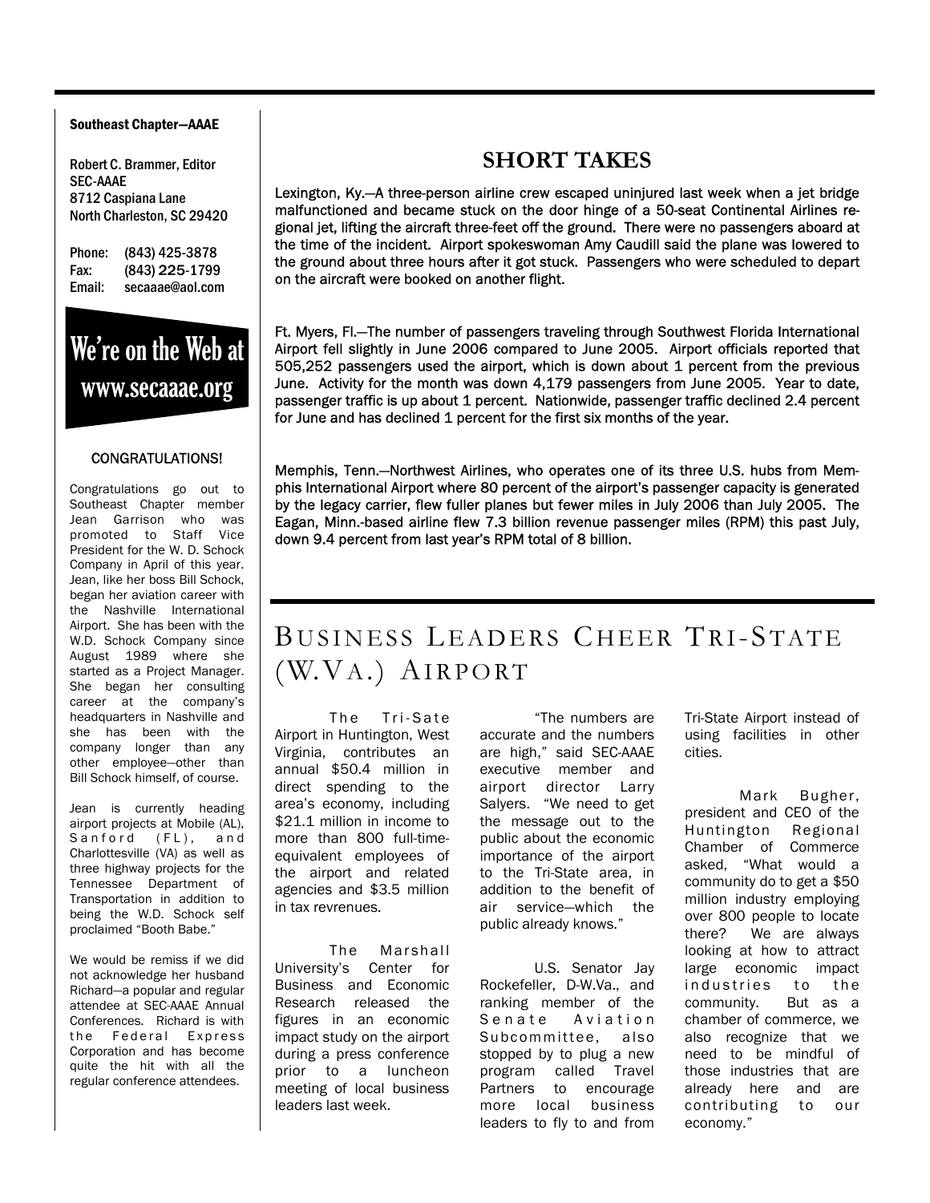Southeast Chapter—AAAE

Robert C. Brammer, Editor
SEC-AAAE
8712 Caspiana Lane
North Charleston, SC 29420

Phone: (843) 425-3878
Fax: (843) 225-1799
Email: secaaae@aol.com

**We're on the Web at www.secaaae.org**

### CONGRATULATIONS!

Congratulations go out to Southeast Chapter member Jean Garrison who was promoted to Staff Vice President for the W. D. Schock Company in April of this year. Jean, like her boss Bill Schock, began her aviation career with the Nashville International Airport. She has been with the W.D. Schock Company since August 1989 where she started as a Project Manager. She began her consulting career at the company's headquarters in Nashville and she has been with the company longer than any other employee—other than Bill Schock himself, of course.

Jean is currently heading airport projects at Mobile (AL), Sanford (FL), and Charlottesville (VA) as well as three highway projects for the Tennessee Department of Transportation in addition to being the W.D. Schock self proclaimed "Booth Babe."

We would be remiss if we did not acknowledge her husband Richard—a popular and regular attendee at SEC-AAAE Annual Conferences. Richard is with the Federal Express Corporation and has become quite the hit with all the regular conference attendees.

## SHORT TAKES

Lexington, Ky.—A three-person airline crew escaped uninjured last week when a jet bridge malfunctioned and became stuck on the door hinge of a 50-seat Continental Airlines regional jet, lifting the aircraft three-feet off the ground. There were no passengers aboard at the time of the incident. Airport spokeswoman Amy Caudill said the plane was lowered to the ground about three hours after it got stuck. Passengers who were scheduled to depart on the aircraft were booked on another flight.

Ft. Myers, Fl.—The number of passengers traveling through Southwest Florida International Airport fell slightly in June 2006 compared to June 2005. Airport officials reported that 505,252 passengers used the airport, which is down about 1 percent from the previous June. Activity for the month was down 4,179 passengers from June 2005. Year to date, passenger traffic is up about 1 percent. Nationwide, passenger traffic declined 2.4 percent for June and has declined 1 percent for the first six months of the year.

Memphis, Tenn.—Northwest Airlines, who operates one of its three U.S. hubs from Memphis International Airport where 80 percent of the airport's passenger capacity is generated by the legacy carrier, flew fuller planes but fewer miles in July 2006 than July 2005. The Eagan, Minn.-based airline flew 7.3 billion revenue passenger miles (RPM) this past July, down 9.4 percent from last year's RPM total of 8 billion.

## BUSINESS LEADERS CHEER TRI-STATE (W.VA.) AIRPORT

The Tri-Sate Airport in Huntington, West Virginia, contributes an annual $50.4 million in direct spending to the area's economy, including $21.1 million in income to more than 800 full-time-equivalent employees of the airport and related agencies and $3.5 million in tax revrenues.

The Marshall University's Center for Business and Economic Research released the figures in an economic impact study on the airport during a press conference prior to a luncheon meeting of local business leaders last week.

"The numbers are accurate and the numbers are high," said SEC-AAAE executive member and airport director Larry Salyers. "We need to get the message out to the public about the economic importance of the airport to the Tri-State area, in addition to the benefit of air service—which the public already knows."

U.S. Senator Jay Rockefeller, D-W.Va., and ranking member of the Senate Aviation Subcommittee, also stopped by to plug a new program called Travel Partners to encourage more local business leaders to fly to and from Tri-State Airport instead of using facilities in other cities.

Mark Bugher, president and CEO of the Huntington Regional Chamber of Commerce asked, "What would a community do to get a $50 million industry employing over 800 people to locate there? We are always looking at how to attract large economic impact industries to the community. But as a chamber of commerce, we also recognize that we need to be mindful of those industries that are already here and are contributing to our economy."